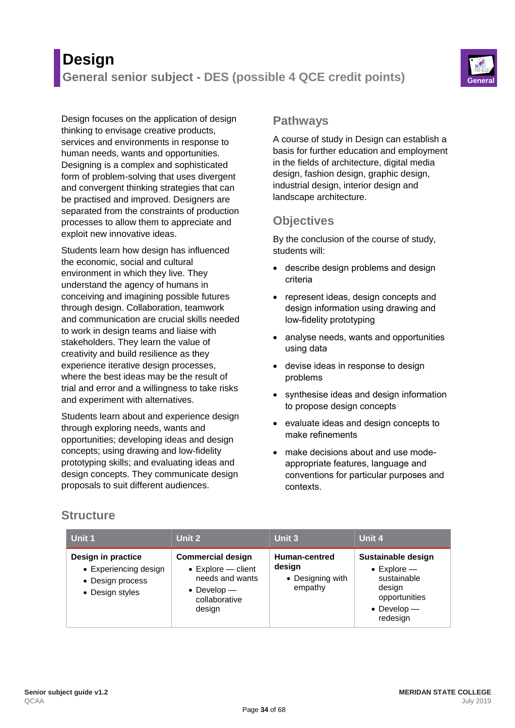# Design

## General senior subject - DES (possible 4 QCE credit points)

General

Design focuses on the application of design thinking to envisage creative products, services and environments in response to human needs, wants and opportunities. Designing is a complex and sophisticated form of problem-solving that uses divergent and convergent thinking strategies that can be practised and improved. Designers are separated from the constraints of production processes to allow them to appreciate and exploit new innovative ideas.

Students learn how design has influenced the economic, social and cultural environment in which they live. They understand the agency of humans in conceiving and imagining possible futures through design. Collaboration, teamwork and communication are crucial skills needed to work in design teams and liaise with stakeholders. They learn the value of creativity and build resilience as they experience iterative design processes, where the best ideas may be the result of trial and error and a willingness to take risks and experiment with alternatives.

Students learn about and experience design through exploring needs, wants and opportunities; developing ideas and design concepts; using drawing and low-fidelity prototyping skills; and evaluating ideas and design concepts. They communicate design proposals to suit different audiences.

## Pathways

A course of study in Design can establish a basis for further education and employment in the fields of architecture, digital media design, fashion design, graphic design, industrial design, interior design and landscape architecture.

## Objectives

By the conclusion of the course of study, students will:

- describe design problems and design criteria
- represent ideas, design concepts and design information using drawing and low-fidelity prototyping
- analyse needs, wants and opportunities using data
- devise ideas in response to design problems
- synthesise ideas and design information to propose design concepts
- evaluate ideas and design concepts to make refinements
- make decisions about and use mode-appropriate features, language and conventions for particular purposes and contexts.

## Structure

| Unit 1 | Unit 2 | Unit 3 | Unit 4 |
|---|---|---|---|
| **Design in practice**<br>• Experiencing design<br>• Design process<br>• Design styles | **Commercial design**<br>• Explore — client needs and wants<br>• Develop — collaborative design | **Human-centred design**<br>• Designing with empathy | **Sustainable design**<br>• Explore — sustainable design opportunities<br>• Develop — redesign |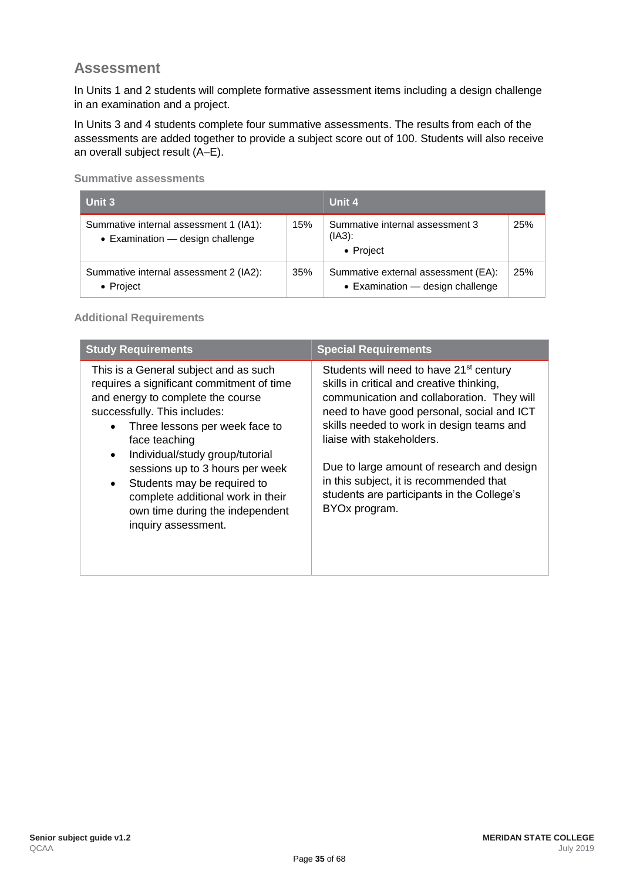## Assessment

In Units 1 and 2 students will complete formative assessment items including a design challenge in an examination and a project.

In Units 3 and 4 students complete four summative assessments. The results from each of the assessments are added together to provide a subject score out of 100. Students will also receive an overall subject result (A–E).

#### Summative assessments

| Unit 3 | | Unit 4 | |
|---|---|---|---|
| Summative internal assessment 1 (IA1): <br>• Examination — design challenge | 15% | Summative internal assessment 3 (IA3): <br>• Project | 25% |
| Summative internal assessment 2 (IA2): <br>• Project | 35% | Summative external assessment (EA): <br>• Examination — design challenge | 25% |

#### Additional Requirements

| Study Requirements | Special Requirements |
|---|---|
| This is a General subject and as such requires a significant commitment of time and energy to complete the course successfully. This includes: <br>• Three lessons per week face to face teaching <br>• Individual/study group/tutorial sessions up to 3 hours per week <br>• Students may be required to complete additional work in their own time during the independent inquiry assessment. | Students will need to have 21st century skills in critical and creative thinking, communication and collaboration. They will need to have good personal, social and ICT skills needed to work in design teams and liaise with stakeholders. <br><br>Due to large amount of research and design in this subject, it is recommended that students are participants in the College's BYOx program. |